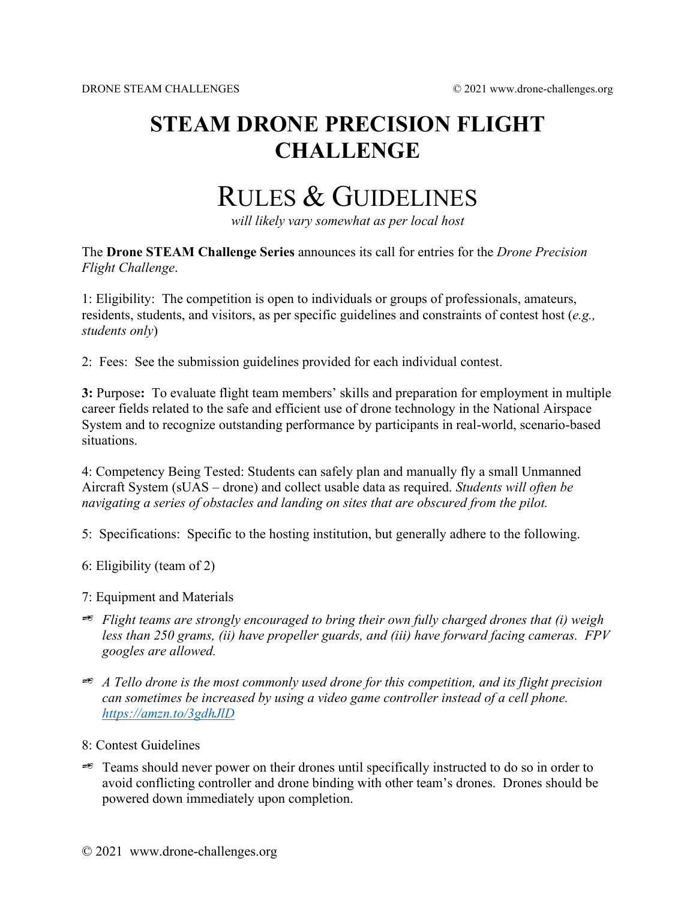# STEAM DRONE PRECISION FLIGHT CHALLENGE

## RULES & GUIDELINES

*will likely vary somewhat as per local host*

The **Drone STEAM Challenge Series** announces its call for entries for the *Drone Precision Flight Challenge*.

1: Eligibility: The competition is open to individuals or groups of professionals, amateurs, residents, students, and visitors, as per specific guidelines and constraints of contest host (*e.g., students only*)

2: Fees: See the submission guidelines provided for each individual contest.

**3:** Purpose**:** To evaluate flight team members' skills and preparation for employment in multiple career fields related to the safe and efficient use of drone technology in the National Airspace System and to recognize outstanding performance by participants in real-world, scenario-based situations.

4: Competency Being Tested: Students can safely plan and manually fly a small Unmanned Aircraft System (sUAS – drone) and collect usable data as required. *Students will often be navigating a series of obstacles and landing on sites that are obscured from the pilot.*

5: Specifications: Specific to the hosting institution, but generally adhere to the following.

6: Eligibility (team of 2)

7: Equipment and Materials

- *Flight teams are strongly encouraged to bring their own fully charged drones that (i) weigh less than 250 grams, (ii) have propeller guards, and (iii) have forward facing cameras. FPV googles are allowed.*
- *A Tello drone is the most commonly used drone for this competition, and its flight precision can sometimes be increased by using a video game controller instead of a cell phone. https://amzn.to/3gdhJlD*

8: Contest Guidelines

- Teams should never power on their drones until specifically instructed to do so in order to avoid conflicting controller and drone binding with other team's drones. Drones should be powered down immediately upon completion.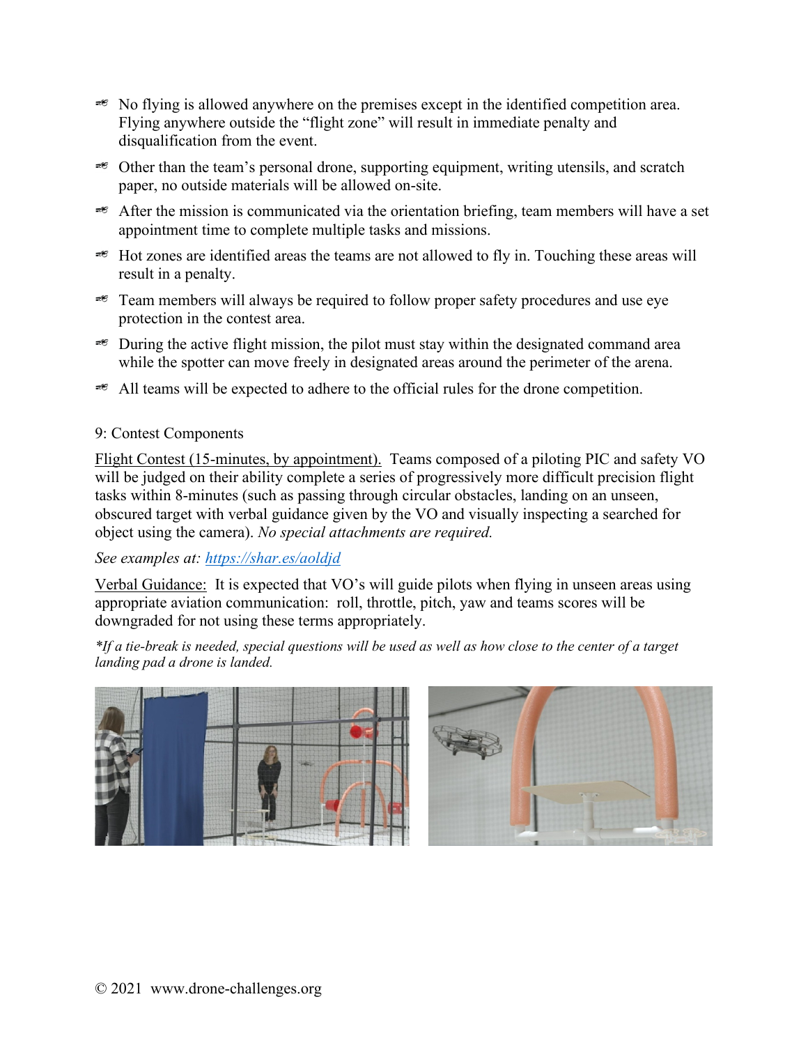- No flying is allowed anywhere on the premises except in the identified competition area. Flying anywhere outside the "flight zone" will result in immediate penalty and disqualification from the event.
- Other than the team's personal drone, supporting equipment, writing utensils, and scratch paper, no outside materials will be allowed on-site.
- After the mission is communicated via the orientation briefing, team members will have a set appointment time to complete multiple tasks and missions.
- Hot zones are identified areas the teams are not allowed to fly in. Touching these areas will result in a penalty.
- Team members will always be required to follow proper safety procedures and use eye protection in the contest area.
- During the active flight mission, the pilot must stay within the designated command area while the spotter can move freely in designated areas around the perimeter of the arena.
- All teams will be expected to adhere to the official rules for the drone competition.

9: Contest Components

Flight Contest (15-minutes, by appointment). Teams composed of a piloting PIC and safety VO will be judged on their ability complete a series of progressively more difficult precision flight tasks within 8-minutes (such as passing through circular obstacles, landing on an unseen, obscured target with verbal guidance given by the VO and visually inspecting a searched for object using the camera). *No special attachments are required.*

*See examples at: [https://shar.es/aoldjd](https://shar.es/aoldjd)*

Verbal Guidance: It is expected that VO's will guide pilots when flying in unseen areas using appropriate aviation communication: roll, throttle, pitch, yaw and teams scores will be downgraded for not using these terms appropriately.

*\*If a tie-break is needed, special questions will be used as well as how close to the center of a target landing pad a drone is landed.*

© 2021 www.drone-challenges.org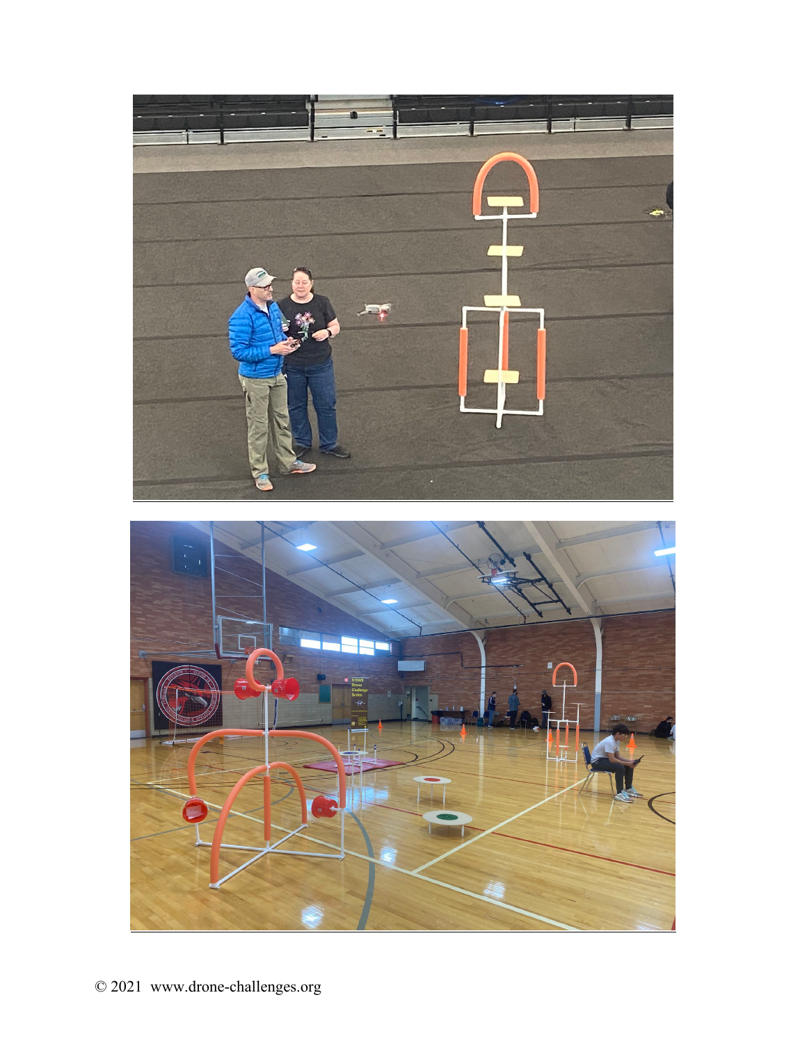© 2021 www.drone-challenges.org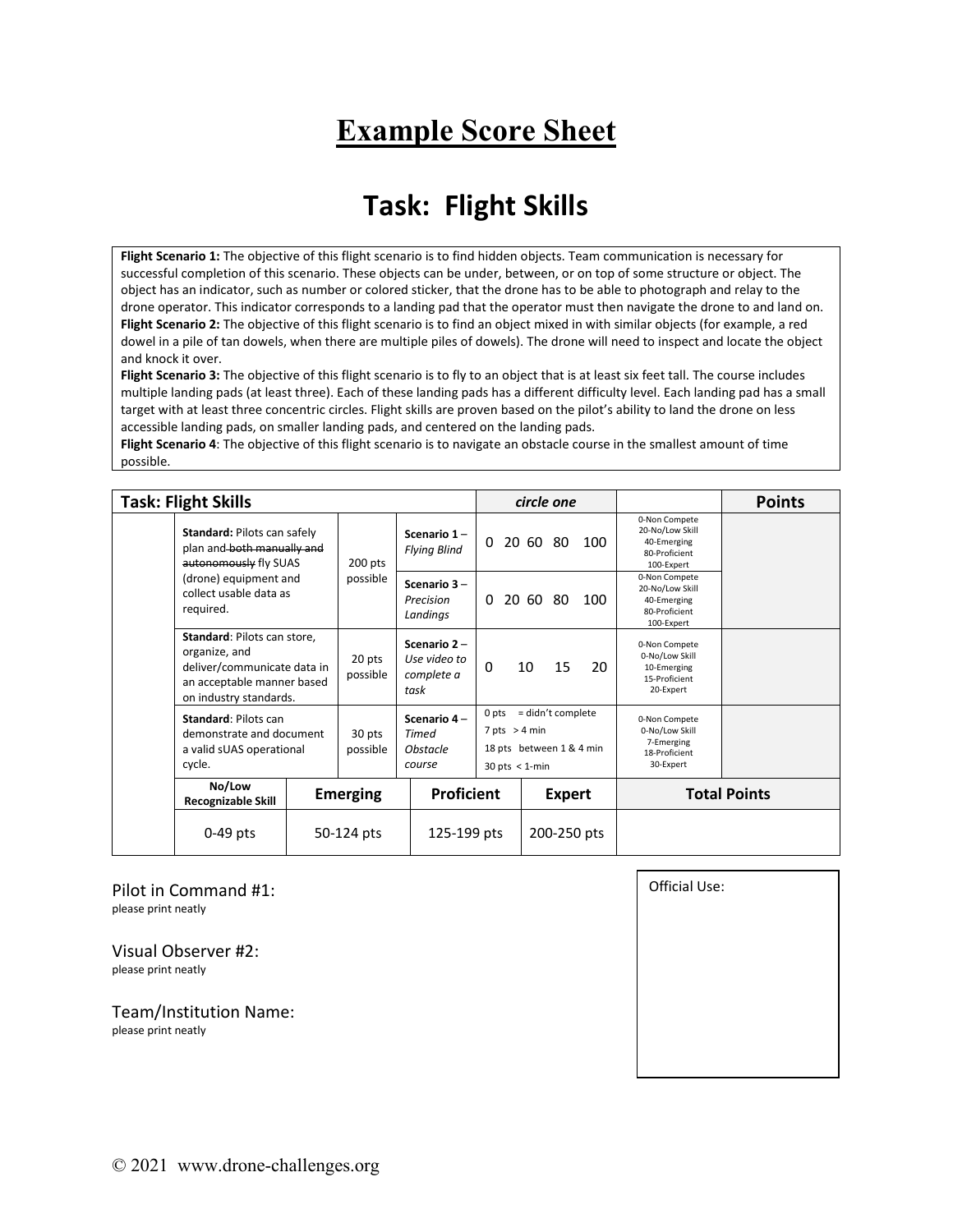# Example Score Sheet

## Task: Flight Skills

**Flight Scenario 1:** The objective of this flight scenario is to find hidden objects. Team communication is necessary for successful completion of this scenario. These objects can be under, between, or on top of some structure or object. The object has an indicator, such as number or colored sticker, that the drone has to be able to photograph and relay to the drone operator. This indicator corresponds to a landing pad that the operator must then navigate the drone to and land on.
**Flight Scenario 2:** The objective of this flight scenario is to find an object mixed in with similar objects (for example, a red dowel in a pile of tan dowels, when there are multiple piles of dowels). The drone will need to inspect and locate the object and knock it over.
**Flight Scenario 3:** The objective of this flight scenario is to fly to an object that is at least six feet tall. The course includes multiple landing pads (at least three). Each of these landing pads has a different difficulty level. Each landing pad has a small target with at least three concentric circles. Flight skills are proven based on the pilot's ability to land the drone on less accessible landing pads, on smaller landing pads, and centered on the landing pads.
**Flight Scenario 4**: The objective of this flight scenario is to navigate an obstacle course in the smallest amount of time possible.

| **Task: Flight Skills** | | | *circle one* | | **Points** |
|---|---|---|---|---|---|
| **Standard:** Pilots can safely plan and ~~both manually and autonomously~~ fly SUAS (drone) equipment and collect usable data as required. | 200 pts possible | **Scenario 1** – *Flying Blind* | 0 20 60 80 100 | 0-Non Compete 20-No/Low Skill 40-Emerging 80-Proficient 100-Expert | |
| | | **Scenario 3** – *Precision Landings* | 0 20 60 80 100 | 0-Non Compete 20-No/Low Skill 40-Emerging 80-Proficient 100-Expert | |
| **Standard**: Pilots can store, organize, and deliver/communicate data in an acceptable manner based on industry standards. | 20 pts possible | **Scenario 2** – *Use video to complete a task* | 0 10 15 20 | 0-Non Compete 0-No/Low Skill 10-Emerging 15-Proficient 20-Expert | |
| **Standard**: Pilots can demonstrate and document a valid sUAS operational cycle. | 30 pts possible | **Scenario 4** – *Timed Obstacle course* | 0 pts = didn't complete<br>7 pts > 4 min<br>18 pts between 1 & 4 min<br>30 pts < 1-min | 0-Non Compete 0-No/Low Skill 7-Emerging 18-Proficient 30-Expert | |

| No/Low Recognizable Skill | Emerging | Proficient | Expert | Total Points |
|---|---|---|---|---|
| 0-49 pts | 50-124 pts | 125-199 pts | 200-250 pts | |

Pilot in Command #1:
please print neatly

Visual Observer #2:
please print neatly

Team/Institution Name:
please print neatly

Official Use:

© 2021 www.drone-challenges.org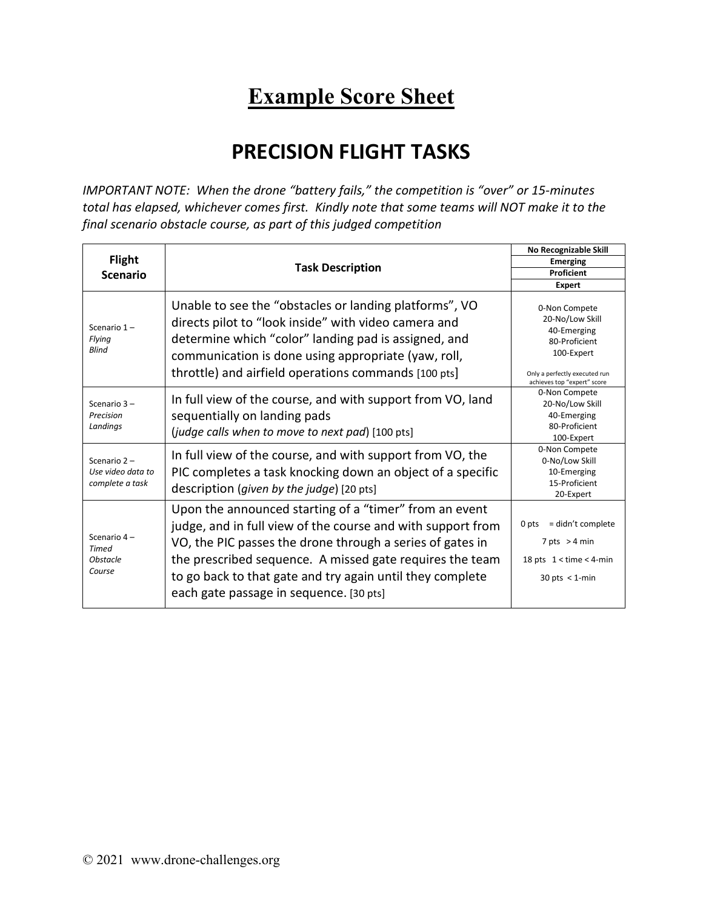# Example Score Sheet

## PRECISION FLIGHT TASKS

*IMPORTANT NOTE: When the drone "battery fails," the competition is "over" or 15-minutes total has elapsed, whichever comes first. Kindly note that some teams will NOT make it to the final scenario obstacle course, as part of this judged competition*

| Flight Scenario | Task Description | No Recognizable Skill<br>Emerging<br>Proficient<br>Expert |
|---|---|---|
| Scenario 1 – *Flying Blind* | Unable to see the "obstacles or landing platforms", VO directs pilot to "look inside" with video camera and determine which "color" landing pad is assigned, and communication is done using appropriate (yaw, roll, throttle) and airfield operations commands [100 pts] | 0-Non Compete<br>20-No/Low Skill<br>40-Emerging<br>80-Proficient<br>100-Expert<br><br>Only a perfectly executed run achieves top "expert" score |
| Scenario 3 – *Precision Landings* | In full view of the course, and with support from VO, land sequentially on landing pads (*judge calls when to move to next pad*) [100 pts] | 0-Non Compete<br>20-No/Low Skill<br>40-Emerging<br>80-Proficient<br>100-Expert |
| Scenario 2 – *Use video data to complete a task* | In full view of the course, and with support from VO, the PIC completes a task knocking down an object of a specific description (*given by the judge*) [20 pts] | 0-Non Compete<br>0-No/Low Skill<br>10-Emerging<br>15-Proficient<br>20-Expert |
| Scenario 4 – *Timed Obstacle Course* | Upon the announced starting of a "timer" from an event judge, and in full view of the course and with support from VO, the PIC passes the drone through a series of gates in the prescribed sequence. A missed gate requires the team to go back to that gate and try again until they complete each gate passage in sequence. [30 pts] | 0 pts = didn't complete<br>7 pts > 4 min<br>18 pts 1 < time < 4-min<br>30 pts < 1-min |

© 2021 www.drone-challenges.org